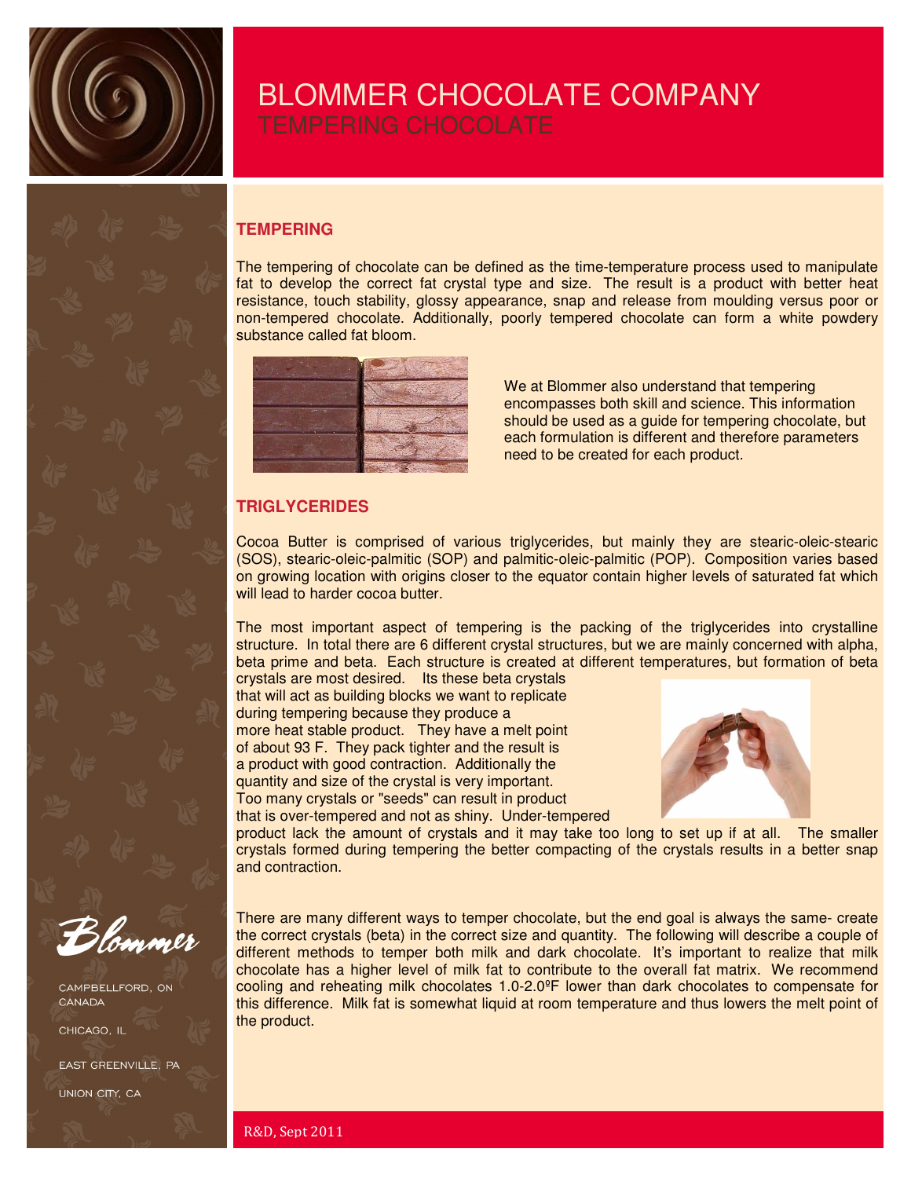# BLOMMER CHOCOLATE COMPANY

## TEMPERING CHOCOLATE

### TEMPERING

The tempering of chocolate can be defined as the time-temperature process used to manipulate fat to develop the correct fat crystal type and size. The result is a product with better heat resistance, touch stability, glossy appearance, snap and release from moulding versus poor or non-tempered chocolate. Additionally, poorly tempered chocolate can form a white powdery substance called fat bloom.

We at Blommer also understand that tempering encompasses both skill and science. This information should be used as a guide for tempering chocolate, but each formulation is different and therefore parameters need to be created for each product.

### TRIGLYCERIDES

Cocoa Butter is comprised of various triglycerides, but mainly they are stearic-oleic-stearic (SOS), stearic-oleic-palmitic (SOP) and palmitic-oleic-palmitic (POP). Composition varies based on growing location with origins closer to the equator contain higher levels of saturated fat which will lead to harder cocoa butter.

The most important aspect of tempering is the packing of the triglycerides into crystalline structure. In total there are 6 different crystal structures, but we are mainly concerned with alpha, beta prime and beta. Each structure is created at different temperatures, but formation of beta crystals are most desired. Its these beta crystals that will act as building blocks we want to replicate during tempering because they produce a more heat stable product. They have a melt point of about 93 F. They pack tighter and the result is a product with good contraction. Additionally the quantity and size of the crystal is very important. Too many crystals or "seeds" can result in product that is over-tempered and not as shiny. Under-tempered product lack the amount of crystals and it may take too long to set up if at all. The smaller crystals formed during tempering the better compacting of the crystals results in a better snap and contraction.

There are many different ways to temper chocolate, but the end goal is always the same- create the correct crystals (beta) in the correct size and quantity. The following will describe a couple of different methods to temper both milk and dark chocolate. It's important to realize that milk chocolate has a higher level of milk fat to contribute to the overall fat matrix. We recommend cooling and reheating milk chocolates 1.0-2.0ºF lower than dark chocolates to compensate for this difference. Milk fat is somewhat liquid at room temperature and thus lowers the melt point of the product.

Blommer

CAMPBELLFORD, ON CANADA

CHICAGO, IL

EAST GREENVILLE, PA

UNION CITY, CA

R&D, Sept 2011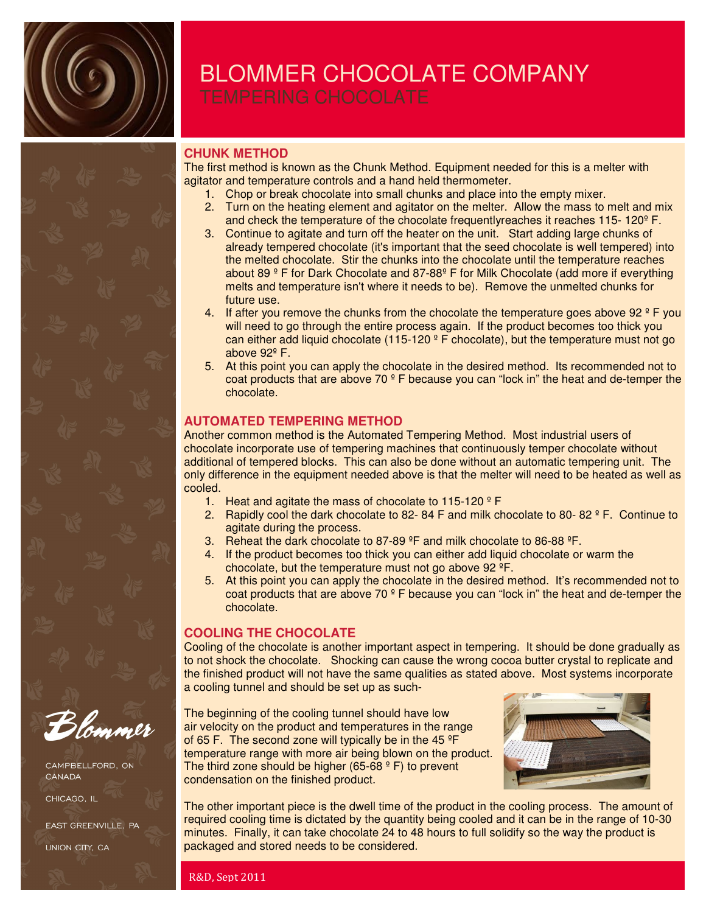# BLOMMER CHOCOLATE COMPANY

## TEMPERING CHOCOLATE

### CHUNK METHOD

The first method is known as the Chunk Method. Equipment needed for this is a melter with agitator and temperature controls and a hand held thermometer.

1. Chop or break chocolate into small chunks and place into the empty mixer.
2. Turn on the heating element and agitator on the melter. Allow the mass to melt and mix and check the temperature of the chocolate frequentlyreaches it reaches 115- 120º F.
3. Continue to agitate and turn off the heater on the unit. Start adding large chunks of already tempered chocolate (it's important that the seed chocolate is well tempered) into the melted chocolate. Stir the chunks into the chocolate until the temperature reaches about 89 º F for Dark Chocolate and 87-88º F for Milk Chocolate (add more if everything melts and temperature isn't where it needs to be). Remove the unmelted chunks for future use.
4. If after you remove the chunks from the chocolate the temperature goes above 92 º F you will need to go through the entire process again. If the product becomes too thick you can either add liquid chocolate (115-120 º F chocolate), but the temperature must not go above 92º F.
5. At this point you can apply the chocolate in the desired method. Its recommended not to coat products that are above 70 º F because you can "lock in" the heat and de-temper the chocolate.

### AUTOMATED TEMPERING METHOD

Another common method is the Automated Tempering Method. Most industrial users of chocolate incorporate use of tempering machines that continuously temper chocolate without additional of tempered blocks. This can also be done without an automatic tempering unit. The only difference in the equipment needed above is that the melter will need to be heated as well as cooled.

1. Heat and agitate the mass of chocolate to 115-120 º F
2. Rapidly cool the dark chocolate to 82- 84 F and milk chocolate to 80- 82 º F. Continue to agitate during the process.
3. Reheat the dark chocolate to 87-89 ºF and milk chocolate to 86-88 ºF.
4. If the product becomes too thick you can either add liquid chocolate or warm the chocolate, but the temperature must not go above 92 ºF.
5. At this point you can apply the chocolate in the desired method. It's recommended not to coat products that are above 70 º F because you can "lock in" the heat and de-temper the chocolate.

### COOLING THE CHOCOLATE

Cooling of the chocolate is another important aspect in tempering. It should be done gradually as to not shock the chocolate. Shocking can cause the wrong cocoa butter crystal to replicate and the finished product will not have the same qualities as stated above. Most systems incorporate a cooling tunnel and should be set up as such-

The beginning of the cooling tunnel should have low air velocity on the product and temperatures in the range of 65 F. The second zone will typically be in the 45 ºF temperature range with more air being blown on the product. The third zone should be higher (65-68 º F) to prevent condensation on the finished product.

The other important piece is the dwell time of the product in the cooling process. The amount of required cooling time is dictated by the quantity being cooled and it can be in the range of 10-30 minutes. Finally, it can take chocolate 24 to 48 hours to full solidify so the way the product is packaged and stored needs to be considered.

Blommer

CAMPBELLFORD, ON CANADA

CHICAGO, IL

EAST GREENVILLE, PA

UNION CITY, CA

R&D, Sept 2011